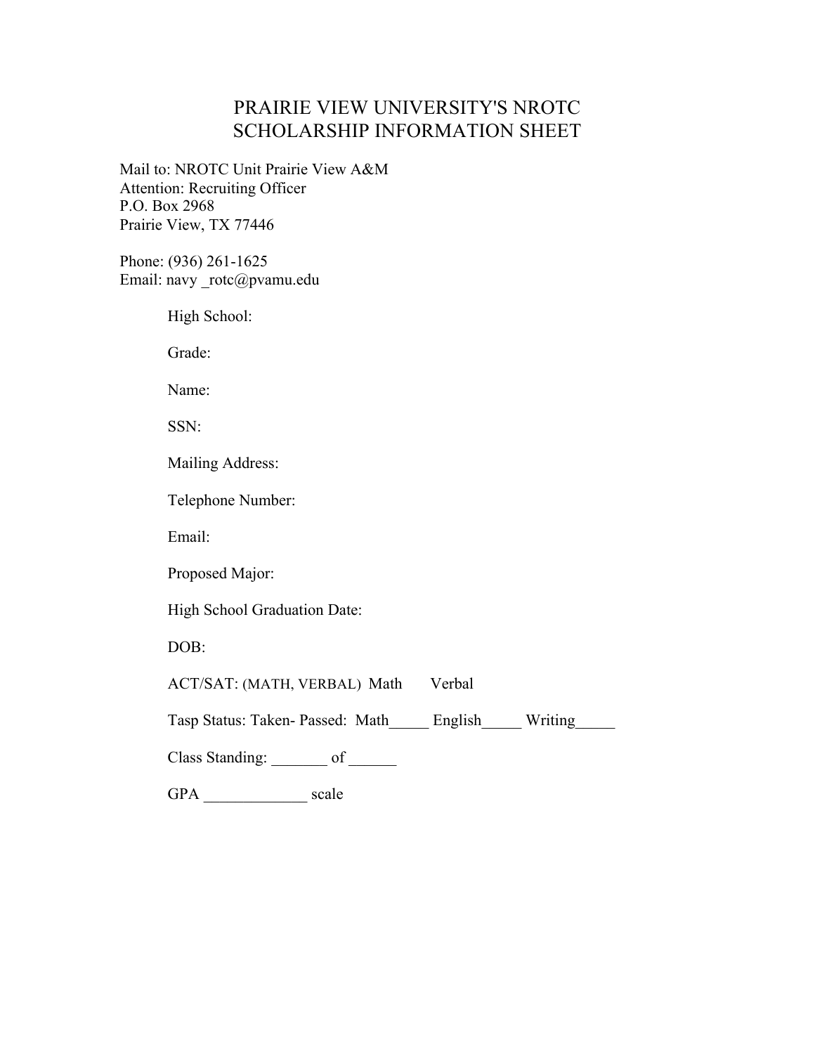# PRAIRIE VIEW UNIVERSITY'S NROTC SCHOLARSHIP INFORMATION SHEET

Mail to: NROTC Unit Prairie View A&M
Attention: Recruiting Officer
P.O. Box 2968
Prairie View, TX 77446

Phone: (936) 261-1625
Email: navy _rotc@pvamu.edu

High School:

Grade:

Name:

SSN:

Mailing Address:

Telephone Number:

Email:

Proposed Major:

High School Graduation Date:

DOB:

ACT/SAT: (MATH, VERBAL) Math Verbal

Tasp Status: Taken- Passed: Math_____ English_____ Writing_____

Class Standing: _______ of ______

GPA _____________ scale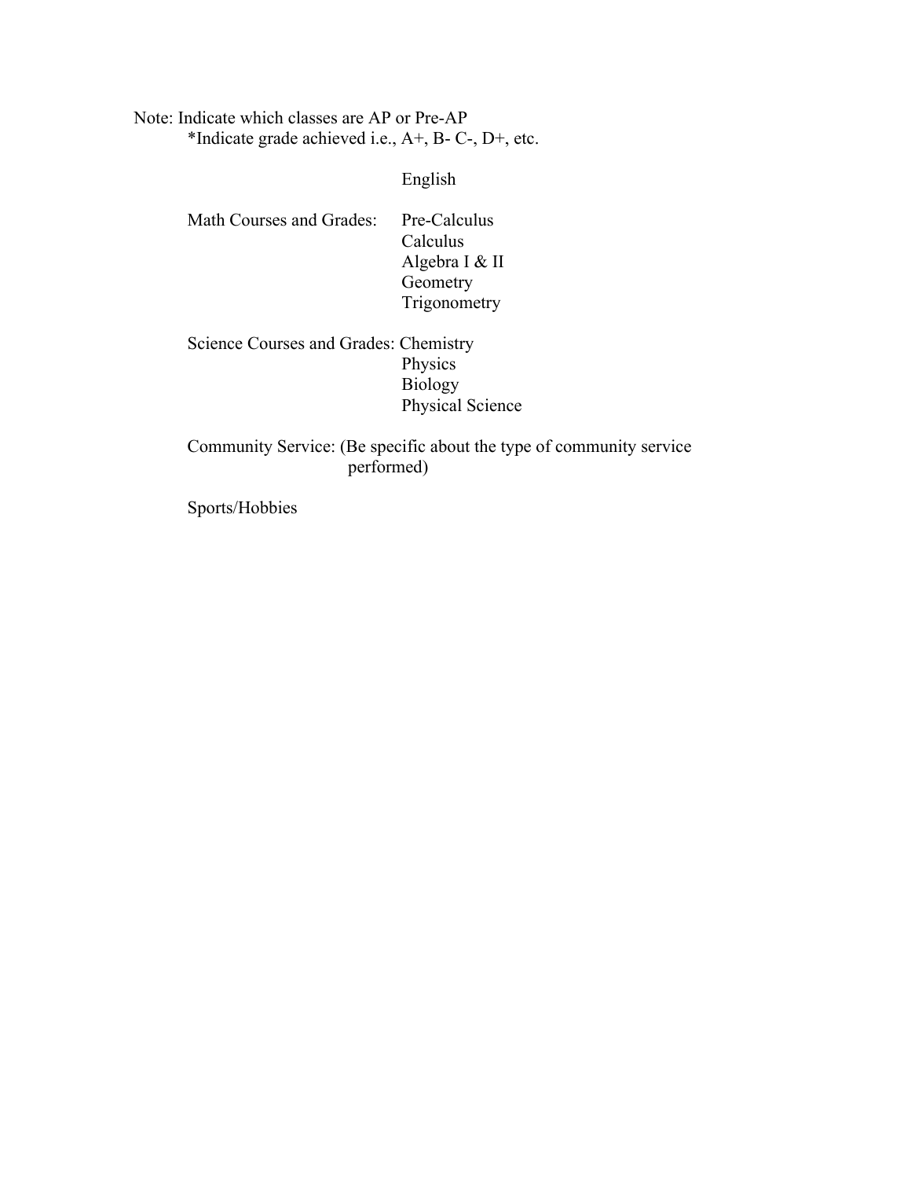Note: Indicate which classes are AP or Pre-AP

*Indicate grade achieved i.e., A+, B- C-, D+, etc.

English

Math Courses and Grades:
- Pre-Calculus
- Calculus
- Algebra I & II
- Geometry
- Trigonometry

Science Courses and Grades:
- Chemistry
- Physics
- Biology
- Physical Science

Community Service: (Be specific about the type of community service performed)

Sports/Hobbies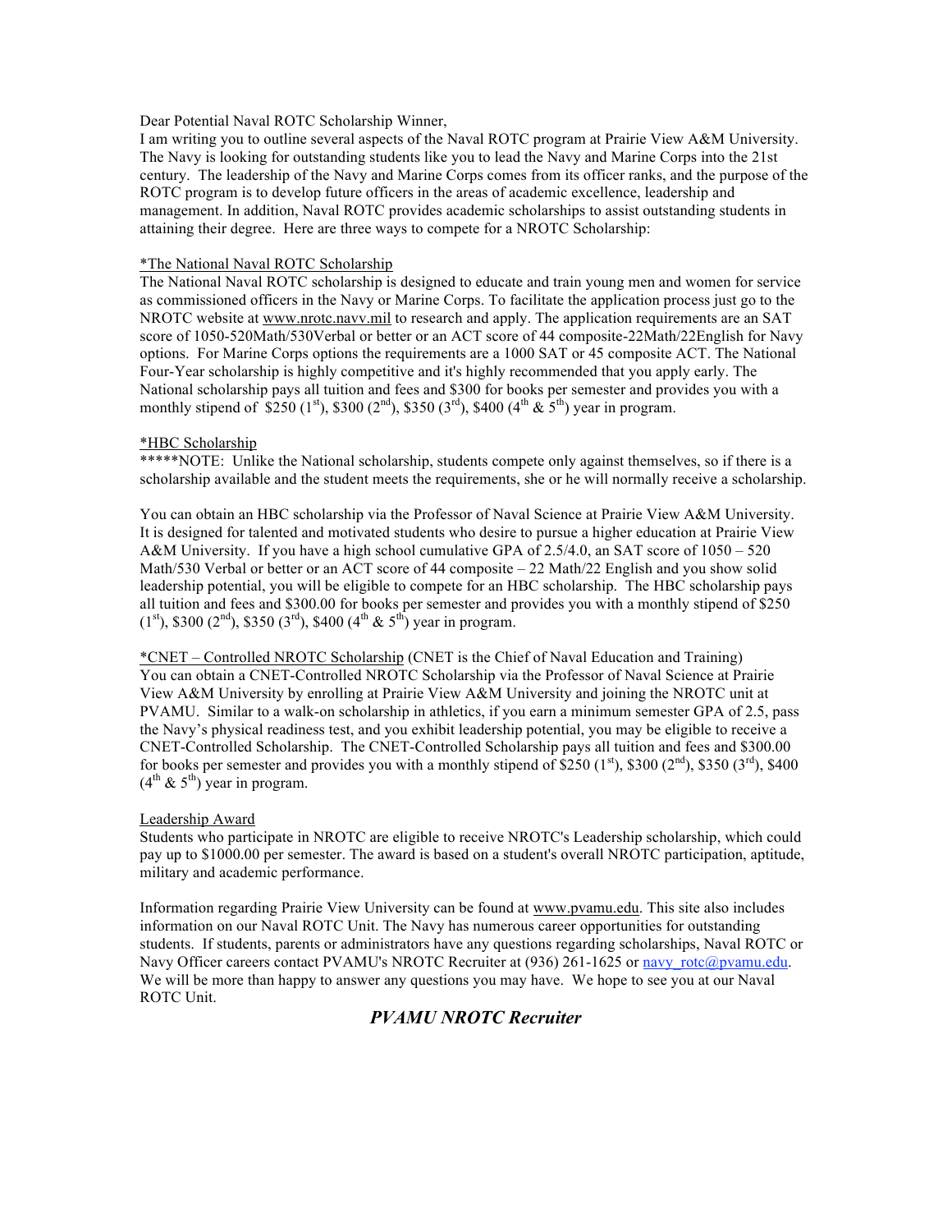Dear Potential Naval ROTC Scholarship Winner,

I am writing you to outline several aspects of the Naval ROTC program at Prairie View A&M University. The Navy is looking for outstanding students like you to lead the Navy and Marine Corps into the 21st century. The leadership of the Navy and Marine Corps comes from its officer ranks, and the purpose of the ROTC program is to develop future officers in the areas of academic excellence, leadership and management. In addition, Naval ROTC provides academic scholarships to assist outstanding students in attaining their degree. Here are three ways to compete for a NROTC Scholarship:

*The National Naval ROTC Scholarship

The National Naval ROTC scholarship is designed to educate and train young men and women for service as commissioned officers in the Navy or Marine Corps. To facilitate the application process just go to the NROTC website at www.nrotc.navy.mil to research and apply. The application requirements are an SAT score of 1050-520Math/530Verbal or better or an ACT score of 44 composite-22Math/22English for Navy options. For Marine Corps options the requirements are a 1000 SAT or 45 composite ACT. The National Four-Year scholarship is highly competitive and it's highly recommended that you apply early. The National scholarship pays all tuition and fees and $300 for books per semester and provides you with a monthly stipend of $250 (1st), $300 (2nd), $350 (3rd), $400 (4th & 5th) year in program.

*HBC Scholarship

*****NOTE: Unlike the National scholarship, students compete only against themselves, so if there is a scholarship available and the student meets the requirements, she or he will normally receive a scholarship.

You can obtain an HBC scholarship via the Professor of Naval Science at Prairie View A&M University. It is designed for talented and motivated students who desire to pursue a higher education at Prairie View A&M University. If you have a high school cumulative GPA of 2.5/4.0, an SAT score of 1050 – 520 Math/530 Verbal or better or an ACT score of 44 composite – 22 Math/22 English and you show solid leadership potential, you will be eligible to compete for an HBC scholarship. The HBC scholarship pays all tuition and fees and $300.00 for books per semester and provides you with a monthly stipend of $250 (1st), $300 (2nd), $350 (3rd), $400 (4th & 5th) year in program.

*CNET – Controlled NROTC Scholarship (CNET is the Chief of Naval Education and Training)

You can obtain a CNET-Controlled NROTC Scholarship via the Professor of Naval Science at Prairie View A&M University by enrolling at Prairie View A&M University and joining the NROTC unit at PVAMU. Similar to a walk-on scholarship in athletics, if you earn a minimum semester GPA of 2.5, pass the Navy's physical readiness test, and you exhibit leadership potential, you may be eligible to receive a CNET-Controlled Scholarship. The CNET-Controlled Scholarship pays all tuition and fees and $300.00 for books per semester and provides you with a monthly stipend of $250 (1st), $300 (2nd), $350 (3rd), $400 (4th & 5th) year in program.

Leadership Award

Students who participate in NROTC are eligible to receive NROTC's Leadership scholarship, which could pay up to $1000.00 per semester. The award is based on a student's overall NROTC participation, aptitude, military and academic performance.

Information regarding Prairie View University can be found at www.pvamu.edu. This site also includes information on our Naval ROTC Unit. The Navy has numerous career opportunities for outstanding students. If students, parents or administrators have any questions regarding scholarships, Naval ROTC or Navy Officer careers contact PVAMU's NROTC Recruiter at (936) 261-1625 or navy_rotc@pvamu.edu. We will be more than happy to answer any questions you may have. We hope to see you at our Naval ROTC Unit.

***PVAMU NROTC Recruiter***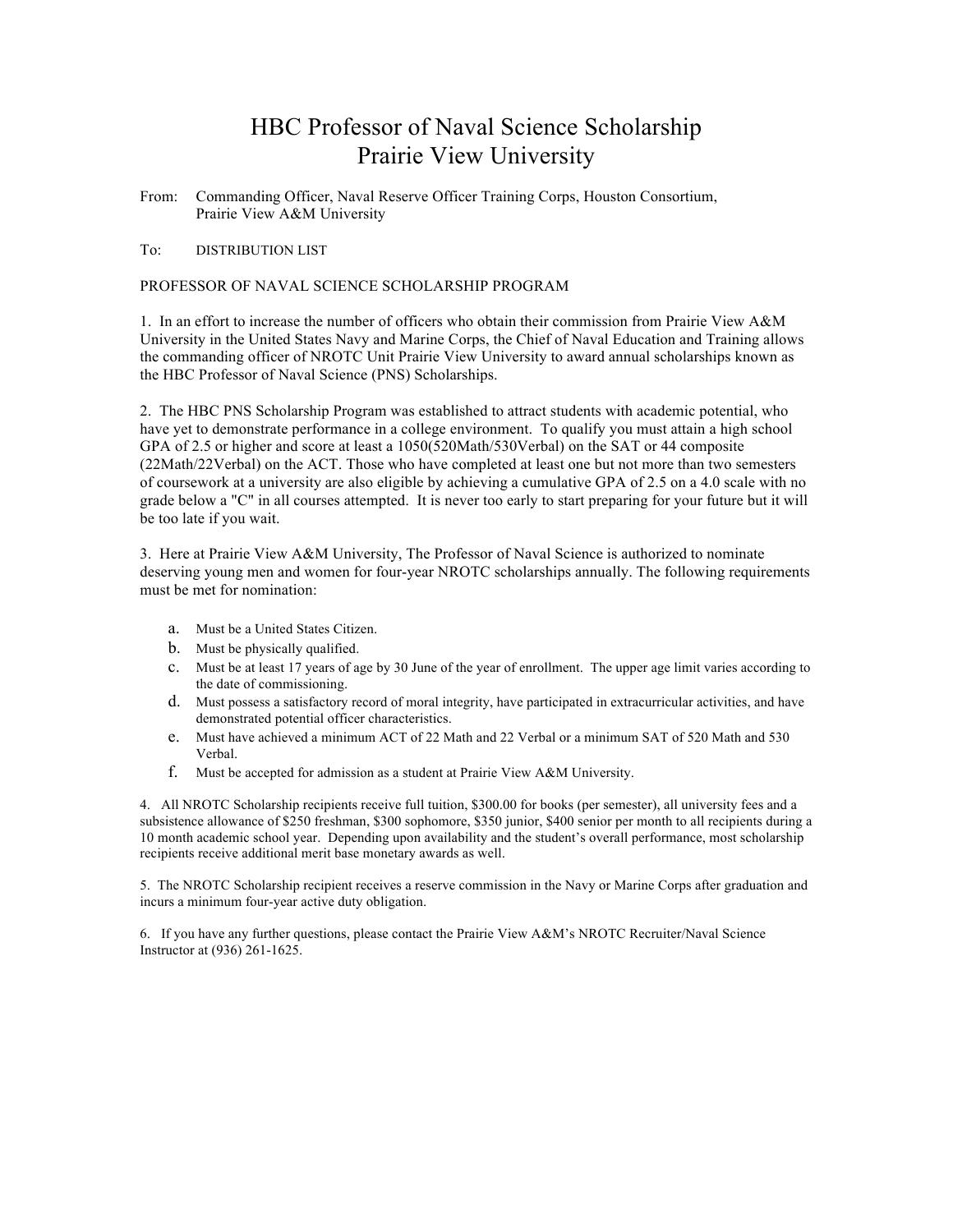# HBC Professor of Naval Science Scholarship
# Prairie View University

From: Commanding Officer, Naval Reserve Officer Training Corps, Houston Consortium, Prairie View A&M University

To: DISTRIBUTION LIST

PROFESSOR OF NAVAL SCIENCE SCHOLARSHIP PROGRAM

1. In an effort to increase the number of officers who obtain their commission from Prairie View A&M University in the United States Navy and Marine Corps, the Chief of Naval Education and Training allows the commanding officer of NROTC Unit Prairie View University to award annual scholarships known as the HBC Professor of Naval Science (PNS) Scholarships.

2. The HBC PNS Scholarship Program was established to attract students with academic potential, who have yet to demonstrate performance in a college environment. To qualify you must attain a high school GPA of 2.5 or higher and score at least a 1050(520Math/530Verbal) on the SAT or 44 composite (22Math/22Verbal) on the ACT. Those who have completed at least one but not more than two semesters of coursework at a university are also eligible by achieving a cumulative GPA of 2.5 on a 4.0 scale with no grade below a "C" in all courses attempted. It is never too early to start preparing for your future but it will be too late if you wait.

3. Here at Prairie View A&M University, The Professor of Naval Science is authorized to nominate deserving young men and women for four-year NROTC scholarships annually. The following requirements must be met for nomination:

a. Must be a United States Citizen.
b. Must be physically qualified.
c. Must be at least 17 years of age by 30 June of the year of enrollment. The upper age limit varies according to the date of commissioning.
d. Must possess a satisfactory record of moral integrity, have participated in extracurricular activities, and have demonstrated potential officer characteristics.
e. Must have achieved a minimum ACT of 22 Math and 22 Verbal or a minimum SAT of 520 Math and 530 Verbal.
f. Must be accepted for admission as a student at Prairie View A&M University.

4. All NROTC Scholarship recipients receive full tuition, $300.00 for books (per semester), all university fees and a subsistence allowance of $250 freshman, $300 sophomore, $350 junior, $400 senior per month to all recipients during a 10 month academic school year. Depending upon availability and the student's overall performance, most scholarship recipients receive additional merit base monetary awards as well.

5. The NROTC Scholarship recipient receives a reserve commission in the Navy or Marine Corps after graduation and incurs a minimum four-year active duty obligation.

6. If you have any further questions, please contact the Prairie View A&M's NROTC Recruiter/Naval Science Instructor at (936) 261-1625.